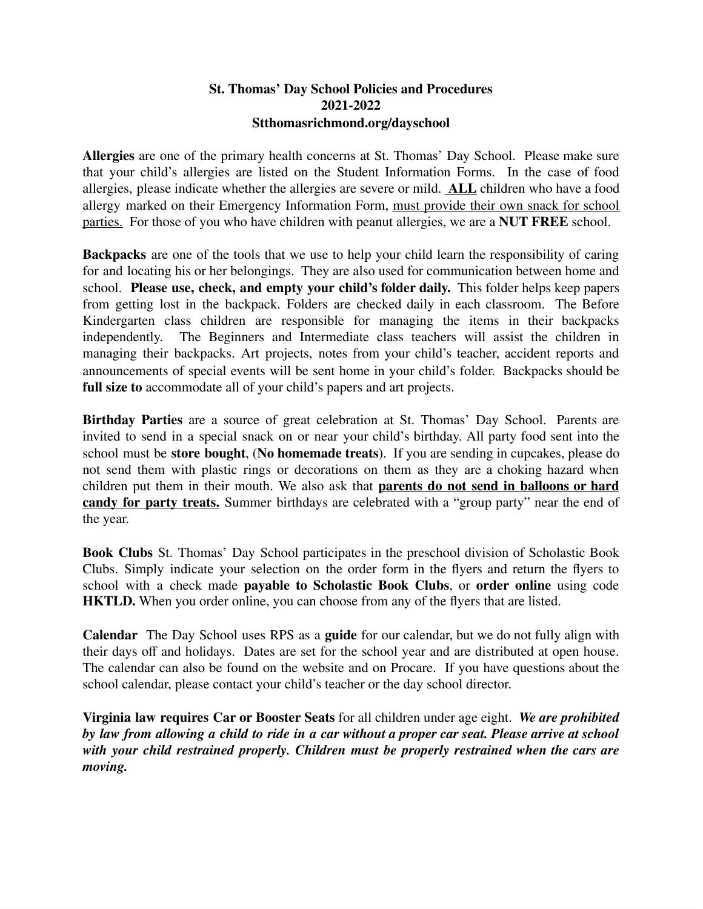**St. Thomas' Day School Policies and Procedures**
**2021-2022**
**Stthomasrichmond.org/dayschool**

**Allergies** are one of the primary health concerns at St. Thomas' Day School. Please make sure that your child's allergies are listed on the Student Information Forms. In the case of food allergies, please indicate whether the allergies are severe or mild. **ALL** children who have a food allergy marked on their Emergency Information Form, must provide their own snack for school parties. For those of you who have children with peanut allergies, we are a **NUT FREE** school.

**Backpacks** are one of the tools that we use to help your child learn the responsibility of caring for and locating his or her belongings. They are also used for communication between home and school. **Please use, check, and empty your child's folder daily.** This folder helps keep papers from getting lost in the backpack. Folders are checked daily in each classroom. The Before Kindergarten class children are responsible for managing the items in their backpacks independently. The Beginners and Intermediate class teachers will assist the children in managing their backpacks. Art projects, notes from your child's teacher, accident reports and announcements of special events will be sent home in your child's folder. Backpacks should be **full size to** accommodate all of your child's papers and art projects.

**Birthday Parties** are a source of great celebration at St. Thomas' Day School. Parents are invited to send in a special snack on or near your child's birthday. All party food sent into the school must be **store bought**, (**No homemade treats**). If you are sending in cupcakes, please do not send them with plastic rings or decorations on them as they are a choking hazard when children put them in their mouth. We also ask that **parents do not send in balloons or hard candy for party treats.** Summer birthdays are celebrated with a "group party" near the end of the year.

**Book Clubs** St. Thomas' Day School participates in the preschool division of Scholastic Book Clubs. Simply indicate your selection on the order form in the flyers and return the flyers to school with a check made **payable to Scholastic Book Clubs**, or **order online** using code **HKTLD.** When you order online, you can choose from any of the flyers that are listed.

**Calendar** The Day School uses RPS as a **guide** for our calendar, but we do not fully align with their days off and holidays. Dates are set for the school year and are distributed at open house. The calendar can also be found on the website and on Procare. If you have questions about the school calendar, please contact your child's teacher or the day school director.

**Virginia law requires Car or Booster Seats** for all children under age eight. ***We are prohibited by law from allowing a child to ride in a car without a proper car seat. Please arrive at school with your child restrained properly. Children must be properly restrained when the cars are moving.***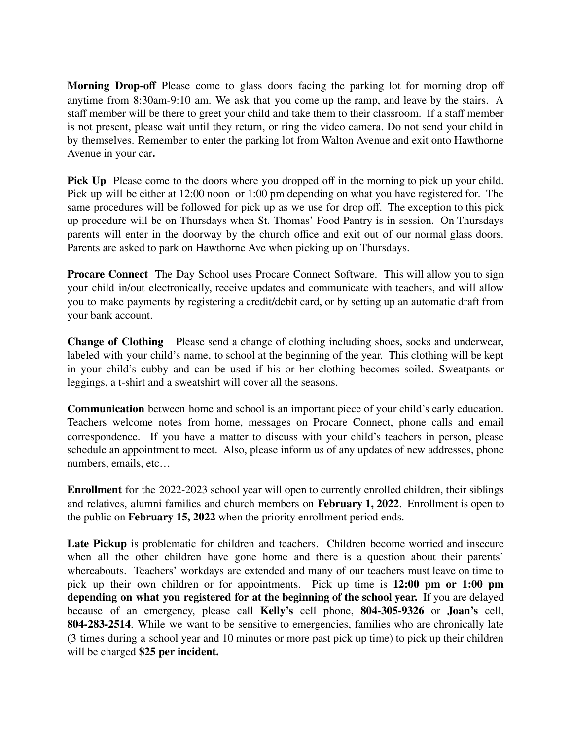**Morning Drop-off** Please come to glass doors facing the parking lot for morning drop off anytime from 8:30am-9:10 am. We ask that you come up the ramp, and leave by the stairs. A staff member will be there to greet your child and take them to their classroom. If a staff member is not present, please wait until they return, or ring the video camera. Do not send your child in by themselves. Remember to enter the parking lot from Walton Avenue and exit onto Hawthorne Avenue in your car**.**

**Pick Up** Please come to the doors where you dropped off in the morning to pick up your child. Pick up will be either at 12:00 noon or 1:00 pm depending on what you have registered for. The same procedures will be followed for pick up as we use for drop off. The exception to this pick up procedure will be on Thursdays when St. Thomas' Food Pantry is in session. On Thursdays parents will enter in the doorway by the church office and exit out of our normal glass doors. Parents are asked to park on Hawthorne Ave when picking up on Thursdays.

**Procare Connect** The Day School uses Procare Connect Software. This will allow you to sign your child in/out electronically, receive updates and communicate with teachers, and will allow you to make payments by registering a credit/debit card, or by setting up an automatic draft from your bank account.

**Change of Clothing** Please send a change of clothing including shoes, socks and underwear, labeled with your child's name, to school at the beginning of the year. This clothing will be kept in your child's cubby and can be used if his or her clothing becomes soiled. Sweatpants or leggings, a t-shirt and a sweatshirt will cover all the seasons.

**Communication** between home and school is an important piece of your child's early education. Teachers welcome notes from home, messages on Procare Connect, phone calls and email correspondence. If you have a matter to discuss with your child's teachers in person, please schedule an appointment to meet. Also, please inform us of any updates of new addresses, phone numbers, emails, etc…

**Enrollment** for the 2022-2023 school year will open to currently enrolled children, their siblings and relatives, alumni families and church members on **February 1, 2022**. Enrollment is open to the public on **February 15, 2022** when the priority enrollment period ends.

**Late Pickup** is problematic for children and teachers. Children become worried and insecure when all the other children have gone home and there is a question about their parents' whereabouts. Teachers' workdays are extended and many of our teachers must leave on time to pick up their own children or for appointments. Pick up time is **12:00 pm or 1:00 pm depending on what you registered for at the beginning of the school year.** If you are delayed because of an emergency, please call **Kelly's** cell phone, **804-305-9326** or **Joan's** cell, **804-283-2514**. While we want to be sensitive to emergencies, families who are chronically late (3 times during a school year and 10 minutes or more past pick up time) to pick up their children will be charged **$25 per incident.**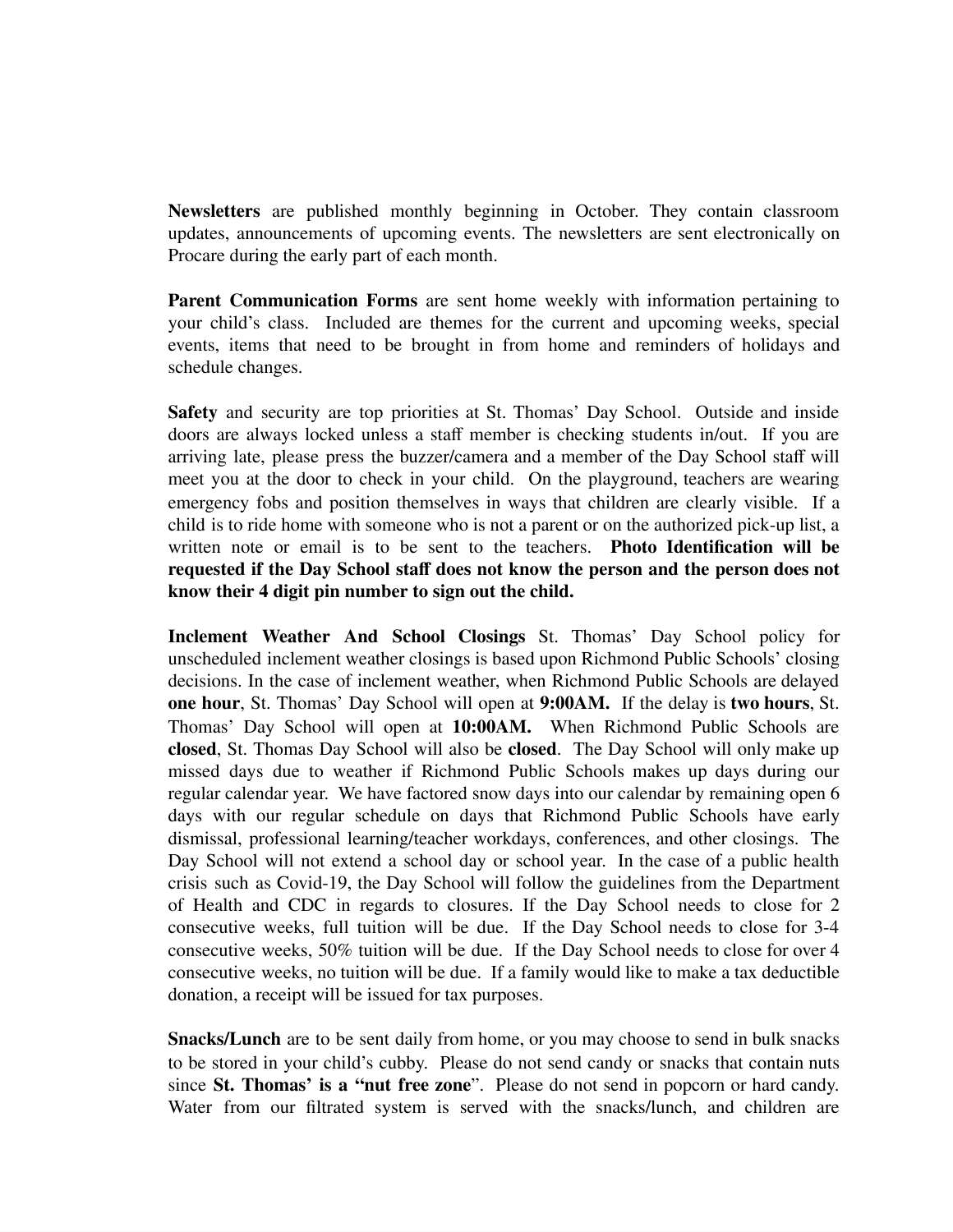**Newsletters** are published monthly beginning in October. They contain classroom updates, announcements of upcoming events. The newsletters are sent electronically on Procare during the early part of each month.

**Parent Communication Forms** are sent home weekly with information pertaining to your child's class. Included are themes for the current and upcoming weeks, special events, items that need to be brought in from home and reminders of holidays and schedule changes.

**Safety** and security are top priorities at St. Thomas' Day School. Outside and inside doors are always locked unless a staff member is checking students in/out. If you are arriving late, please press the buzzer/camera and a member of the Day School staff will meet you at the door to check in your child. On the playground, teachers are wearing emergency fobs and position themselves in ways that children are clearly visible. If a child is to ride home with someone who is not a parent or on the authorized pick-up list, a written note or email is to be sent to the teachers. **Photo Identification will be requested if the Day School staff does not know the person and the person does not know their 4 digit pin number to sign out the child.**

**Inclement Weather And School Closings** St. Thomas' Day School policy for unscheduled inclement weather closings is based upon Richmond Public Schools' closing decisions. In the case of inclement weather, when Richmond Public Schools are delayed **one hour**, St. Thomas' Day School will open at **9:00AM.** If the delay is **two hours**, St. Thomas' Day School will open at **10:00AM.** When Richmond Public Schools are **closed**, St. Thomas Day School will also be **closed**. The Day School will only make up missed days due to weather if Richmond Public Schools makes up days during our regular calendar year. We have factored snow days into our calendar by remaining open 6 days with our regular schedule on days that Richmond Public Schools have early dismissal, professional learning/teacher workdays, conferences, and other closings. The Day School will not extend a school day or school year. In the case of a public health crisis such as Covid-19, the Day School will follow the guidelines from the Department of Health and CDC in regards to closures. If the Day School needs to close for 2 consecutive weeks, full tuition will be due. If the Day School needs to close for 3-4 consecutive weeks, 50% tuition will be due. If the Day School needs to close for over 4 consecutive weeks, no tuition will be due. If a family would like to make a tax deductible donation, a receipt will be issued for tax purposes.

**Snacks/Lunch** are to be sent daily from home, or you may choose to send in bulk snacks to be stored in your child's cubby. Please do not send candy or snacks that contain nuts since **St. Thomas' is a "nut free zone**". Please do not send in popcorn or hard candy. Water from our filtrated system is served with the snacks/lunch, and children are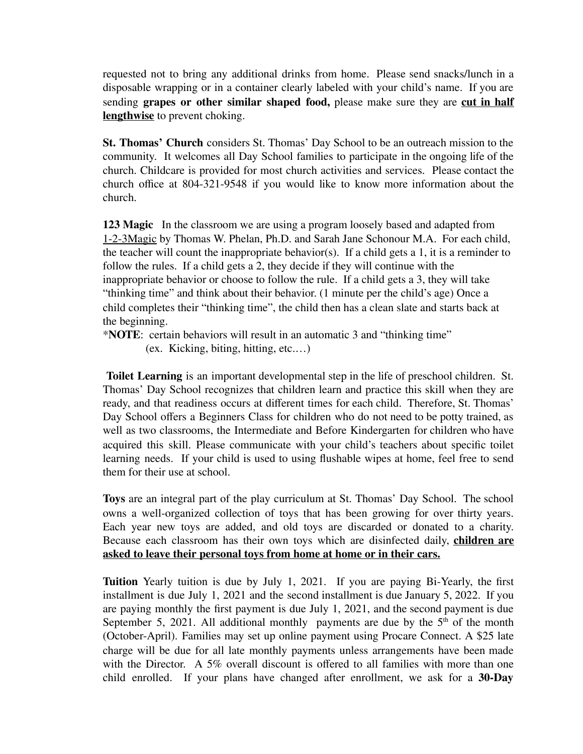requested not to bring any additional drinks from home. Please send snacks/lunch in a disposable wrapping or in a container clearly labeled with your child's name. If you are sending **grapes or other similar shaped food,** please make sure they are **cut in half lengthwise** to prevent choking.

**St. Thomas' Church** considers St. Thomas' Day School to be an outreach mission to the community. It welcomes all Day School families to participate in the ongoing life of the church. Childcare is provided for most church activities and services. Please contact the church office at 804-321-9548 if you would like to know more information about the church.

**123 Magic** In the classroom we are using a program loosely based and adapted from 1-2-3Magic by Thomas W. Phelan, Ph.D. and Sarah Jane Schonour M.A. For each child, the teacher will count the inappropriate behavior(s). If a child gets a 1, it is a reminder to follow the rules. If a child gets a 2, they decide if they will continue with the inappropriate behavior or choose to follow the rule. If a child gets a 3, they will take "thinking time" and think about their behavior. (1 minute per the child's age) Once a child completes their "thinking time", the child then has a clean slate and starts back at the beginning.

***NOTE**: certain behaviors will result in an automatic 3 and "thinking time" (ex. Kicking, biting, hitting, etc.…)

**Toilet Learning** is an important developmental step in the life of preschool children. St. Thomas' Day School recognizes that children learn and practice this skill when they are ready, and that readiness occurs at different times for each child. Therefore, St. Thomas' Day School offers a Beginners Class for children who do not need to be potty trained, as well as two classrooms, the Intermediate and Before Kindergarten for children who have acquired this skill. Please communicate with your child's teachers about specific toilet learning needs. If your child is used to using flushable wipes at home, feel free to send them for their use at school.

**Toys** are an integral part of the play curriculum at St. Thomas' Day School. The school owns a well-organized collection of toys that has been growing for over thirty years. Each year new toys are added, and old toys are discarded or donated to a charity. Because each classroom has their own toys which are disinfected daily, **children are asked to leave their personal toys from home at home or in their cars.**

**Tuition** Yearly tuition is due by July 1, 2021. If you are paying Bi-Yearly, the first installment is due July 1, 2021 and the second installment is due January 5, 2022. If you are paying monthly the first payment is due July 1, 2021, and the second payment is due September 5, 2021. All additional monthly payments are due by the 5th of the month (October-April). Families may set up online payment using Procare Connect. A $25 late charge will be due for all late monthly payments unless arrangements have been made with the Director. A 5% overall discount is offered to all families with more than one child enrolled. If your plans have changed after enrollment, we ask for a **30-Day**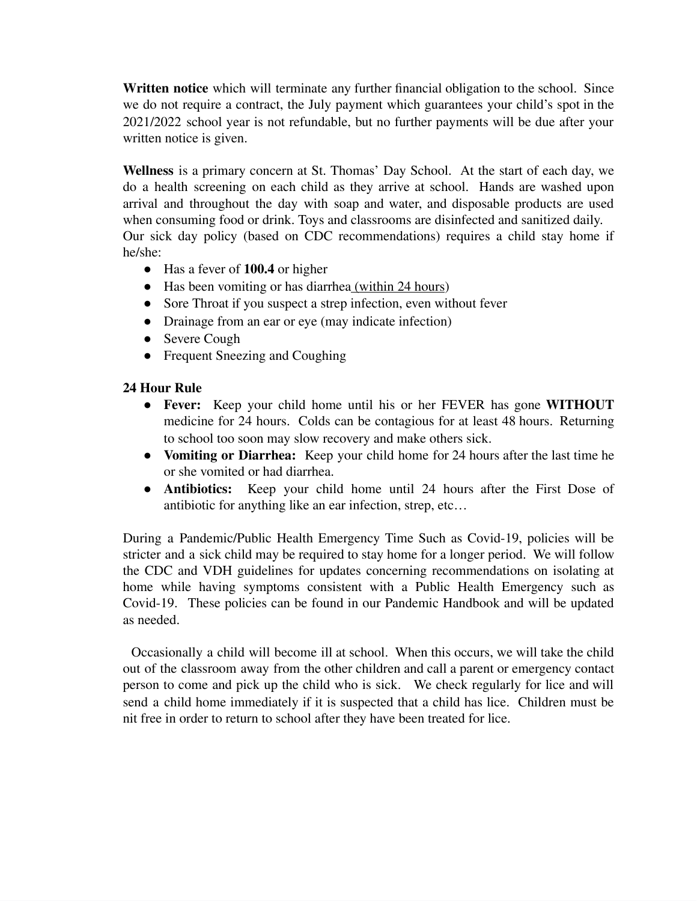**Written notice** which will terminate any further financial obligation to the school. Since we do not require a contract, the July payment which guarantees your child's spot in the 2021/2022 school year is not refundable, but no further payments will be due after your written notice is given.

**Wellness** is a primary concern at St. Thomas' Day School. At the start of each day, we do a health screening on each child as they arrive at school. Hands are washed upon arrival and throughout the day with soap and water, and disposable products are used when consuming food or drink. Toys and classrooms are disinfected and sanitized daily.
Our sick day policy (based on CDC recommendations) requires a child stay home if he/she:

- Has a fever of **100.4** or higher
- Has been vomiting or has diarrhea (within 24 hours)
- Sore Throat if you suspect a strep infection, even without fever
- Drainage from an ear or eye (may indicate infection)
- Severe Cough
- Frequent Sneezing and Coughing

**24 Hour Rule**

- **Fever:** Keep your child home until his or her FEVER has gone **WITHOUT** medicine for 24 hours. Colds can be contagious for at least 48 hours. Returning to school too soon may slow recovery and make others sick.
- **Vomiting or Diarrhea:** Keep your child home for 24 hours after the last time he or she vomited or had diarrhea.
- **Antibiotics:** Keep your child home until 24 hours after the First Dose of antibiotic for anything like an ear infection, strep, etc…

During a Pandemic/Public Health Emergency Time Such as Covid-19, policies will be stricter and a sick child may be required to stay home for a longer period. We will follow the CDC and VDH guidelines for updates concerning recommendations on isolating at home while having symptoms consistent with a Public Health Emergency such as Covid-19. These policies can be found in our Pandemic Handbook and will be updated as needed.

Occasionally a child will become ill at school. When this occurs, we will take the child out of the classroom away from the other children and call a parent or emergency contact person to come and pick up the child who is sick. We check regularly for lice and will send a child home immediately if it is suspected that a child has lice. Children must be nit free in order to return to school after they have been treated for lice.